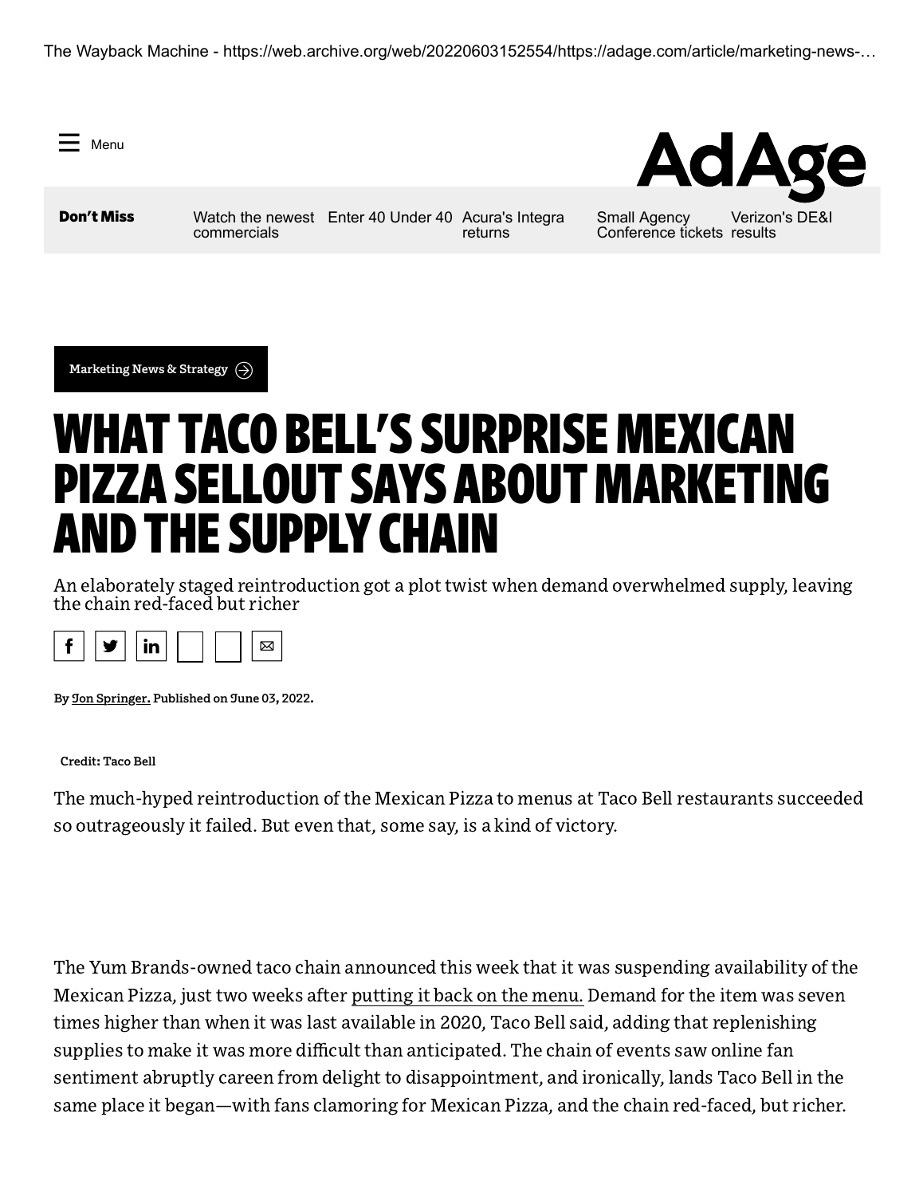Marketing News & Strategy

# WHAT TACO BELL'S SURPRISE MEXICAN PIZZA SELLOUT SAYS ABOUT MARKETING AND THE SUPPLY CHAIN

An elaborately staged reintroduction got a plot twist when demand overwhelmed supply, leaving the chain red-faced but richer

By Jon Springer. Published on June 03, 2022.

Credit: Taco Bell

The much-hyped reintroduction of the Mexican Pizza to menus at Taco Bell restaurants succeeded so outrageously it failed. But even that, some say, is a kind of victory.

The Yum Brands-owned taco chain announced this week that it was suspending availability of the Mexican Pizza, just two weeks after putting it back on the menu. Demand for the item was seven times higher than when it was last available in 2020, Taco Bell said, adding that replenishing supplies to make it was more difficult than anticipated. The chain of events saw online fan sentiment abruptly careen from delight to disappointment, and ironically, lands Taco Bell in the same place it began—with fans clamoring for Mexican Pizza, and the chain red-faced, but richer.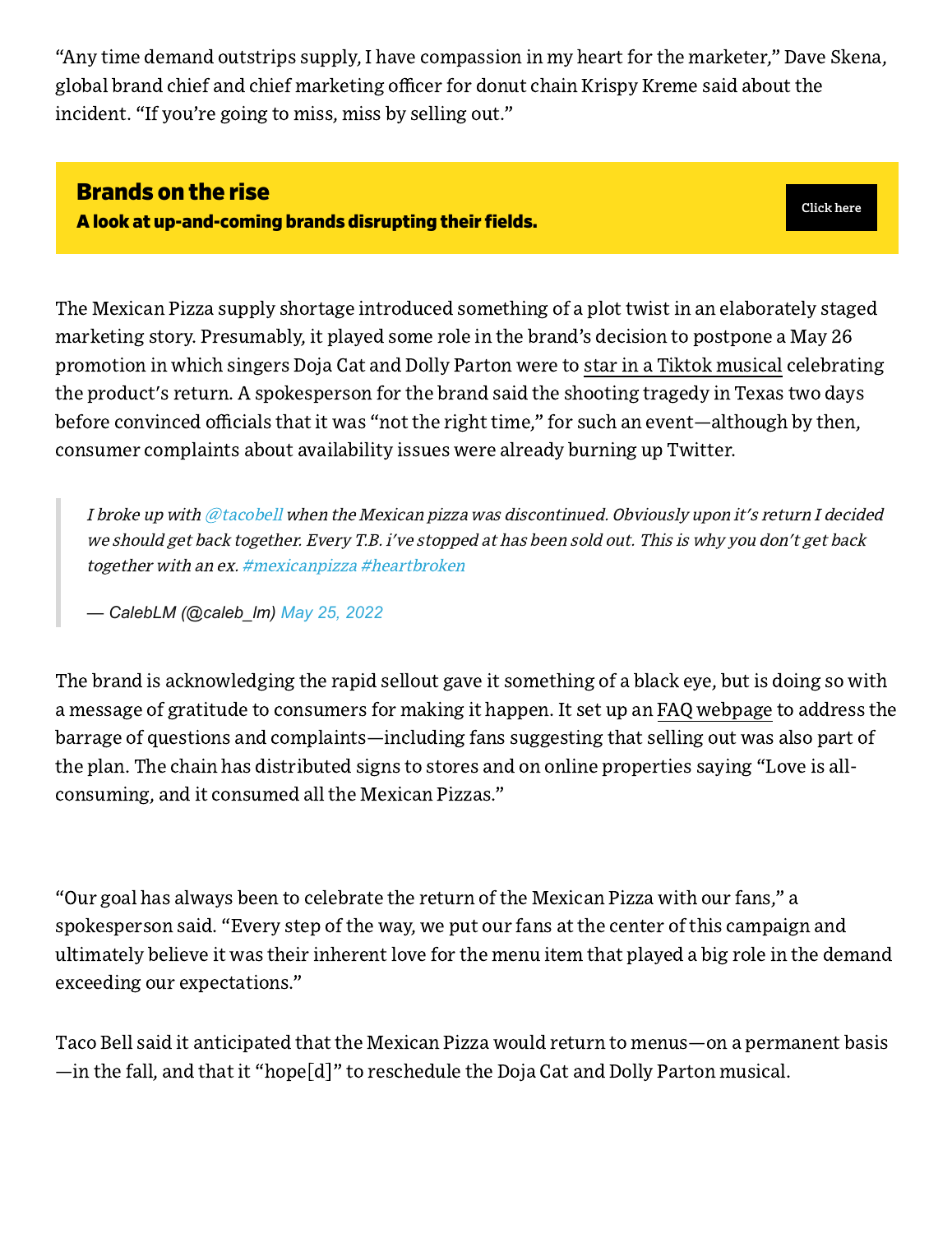"Any time demand outstrips supply, I have compassion in my heart for the marketer," Dave Skena, global brand chief and chief marketing officer for donut chain Krispy Kreme said about the incident. "If you're going to miss, miss by selling out."

**Brands on the rise**
**A look at up-and-coming brands disrupting their fields.**

Click here

The Mexican Pizza supply shortage introduced something of a plot twist in an elaborately staged marketing story. Presumably, it played some role in the brand's decision to postpone a May 26 promotion in which singers Doja Cat and Dolly Parton were to star in a Tiktok musical celebrating the product's return. A spokesperson for the brand said the shooting tragedy in Texas two days before convinced officials that it was "not the right time," for such an event—although by then, consumer complaints about availability issues were already burning up Twitter.

> *I broke up with @tacobell when the Mexican pizza was discontinued. Obviously upon it's return I decided we should get back together. Every T.B. i've stopped at has been sold out. This is why you don't get back together with an ex. #mexicanpizza #heartbroken*
>
> — CalebLM (@caleb_lm) May 25, 2022

The brand is acknowledging the rapid sellout gave it something of a black eye, but is doing so with a message of gratitude to consumers for making it happen. It set up an FAQ webpage to address the barrage of questions and complaints—including fans suggesting that selling out was also part of the plan. The chain has distributed signs to stores and on online properties saying "Love is all-consuming, and it consumed all the Mexican Pizzas."

"Our goal has always been to celebrate the return of the Mexican Pizza with our fans," a spokesperson said. "Every step of the way, we put our fans at the center of this campaign and ultimately believe it was their inherent love for the menu item that played a big role in the demand exceeding our expectations."

Taco Bell said it anticipated that the Mexican Pizza would return to menus—on a permanent basis—in the fall, and that it "hope[d]" to reschedule the Doja Cat and Dolly Parton musical.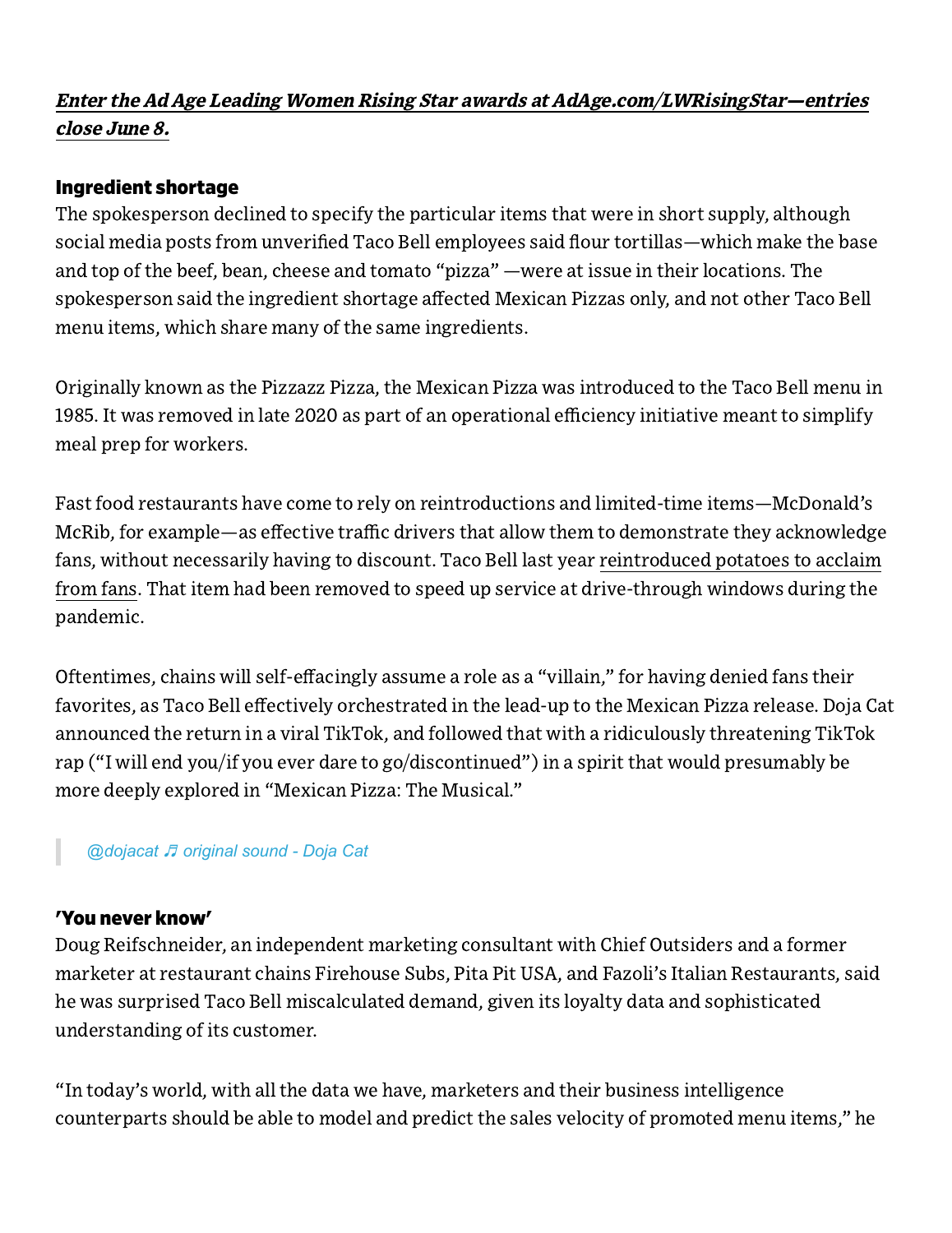***[Enter the Ad Age Leading Women Rising Star awards at AdAge.com/LWRisingStar—entries close June 8.](#)***

### Ingredient shortage

The spokesperson declined to specify the particular items that were in short supply, although social media posts from unverified Taco Bell employees said flour tortillas—which make the base and top of the beef, bean, cheese and tomato "pizza" —were at issue in their locations. The spokesperson said the ingredient shortage affected Mexican Pizzas only, and not other Taco Bell menu items, which share many of the same ingredients.

Originally known as the Pizzazz Pizza, the Mexican Pizza was introduced to the Taco Bell menu in 1985. It was removed in late 2020 as part of an operational efficiency initiative meant to simplify meal prep for workers.

Fast food restaurants have come to rely on reintroductions and limited-time items—McDonald's McRib, for example—as effective traffic drivers that allow them to demonstrate they acknowledge fans, without necessarily having to discount. Taco Bell last year reintroduced potatoes to acclaim from fans. That item had been removed to speed up service at drive-through windows during the pandemic.

Oftentimes, chains will self-effacingly assume a role as a "villain," for having denied fans their favorites, as Taco Bell effectively orchestrated in the lead-up to the Mexican Pizza release. Doja Cat announced the return in a viral TikTok, and followed that with a ridiculously threatening TikTok rap ("I will end you/if you ever dare to go/discontinued") in a spirit that would presumably be more deeply explored in "Mexican Pizza: The Musical."

> *@dojacat ♬ original sound - Doja Cat*

### 'You never know'

Doug Reifschneider, an independent marketing consultant with Chief Outsiders and a former marketer at restaurant chains Firehouse Subs, Pita Pit USA, and Fazoli's Italian Restaurants, said he was surprised Taco Bell miscalculated demand, given its loyalty data and sophisticated understanding of its customer.

"In today's world, with all the data we have, marketers and their business intelligence counterparts should be able to model and predict the sales velocity of promoted menu items," he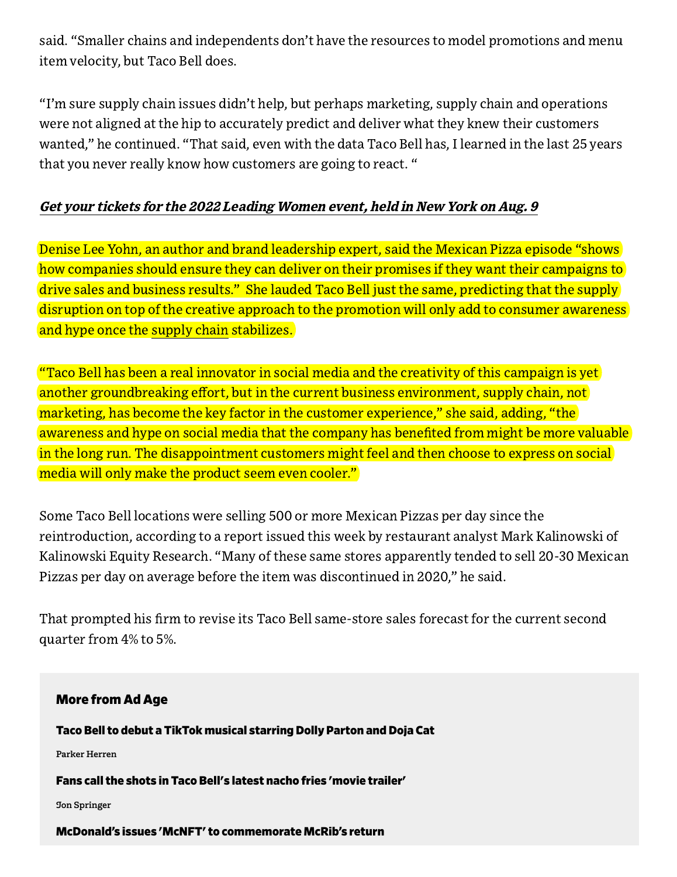said. "Smaller chains and independents don't have the resources to model promotions and menu item velocity, but Taco Bell does.

"I'm sure supply chain issues didn't help, but perhaps marketing, supply chain and operations were not aligned at the hip to accurately predict and deliver what they knew their customers wanted," he continued. "That said, even with the data Taco Bell has, I learned in the last 25 years that you never really know how customers are going to react. "

***Get your tickets for the 2022 Leading Women event, held in New York on Aug. 9***

Denise Lee Yohn, an author and brand leadership expert, said the Mexican Pizza episode "shows how companies should ensure they can deliver on their promises if they want their campaigns to drive sales and business results." She lauded Taco Bell just the same, predicting that the supply disruption on top of the creative approach to the promotion will only add to consumer awareness and hype once the supply chain stabilizes.

"Taco Bell has been a real innovator in social media and the creativity of this campaign is yet another groundbreaking effort, but in the current business environment, supply chain, not marketing, has become the key factor in the customer experience," she said, adding, "the awareness and hype on social media that the company has benefited from might be more valuable in the long run. The disappointment customers might feel and then choose to express on social media will only make the product seem even cooler."

Some Taco Bell locations were selling 500 or more Mexican Pizzas per day since the reintroduction, according to a report issued this week by restaurant analyst Mark Kalinowski of Kalinowski Equity Research. "Many of these same stores apparently tended to sell 20-30 Mexican Pizzas per day on average before the item was discontinued in 2020," he said.

That prompted his firm to revise its Taco Bell same-store sales forecast for the current second quarter from 4% to 5%.

**More from Ad Age**

**Taco Bell to debut a TikTok musical starring Dolly Parton and Doja Cat**

Parker Herren

**Fans call the shots in Taco Bell's latest nacho fries 'movie trailer'**

Jon Springer

**McDonald's issues 'McNFT' to commemorate McRib's return**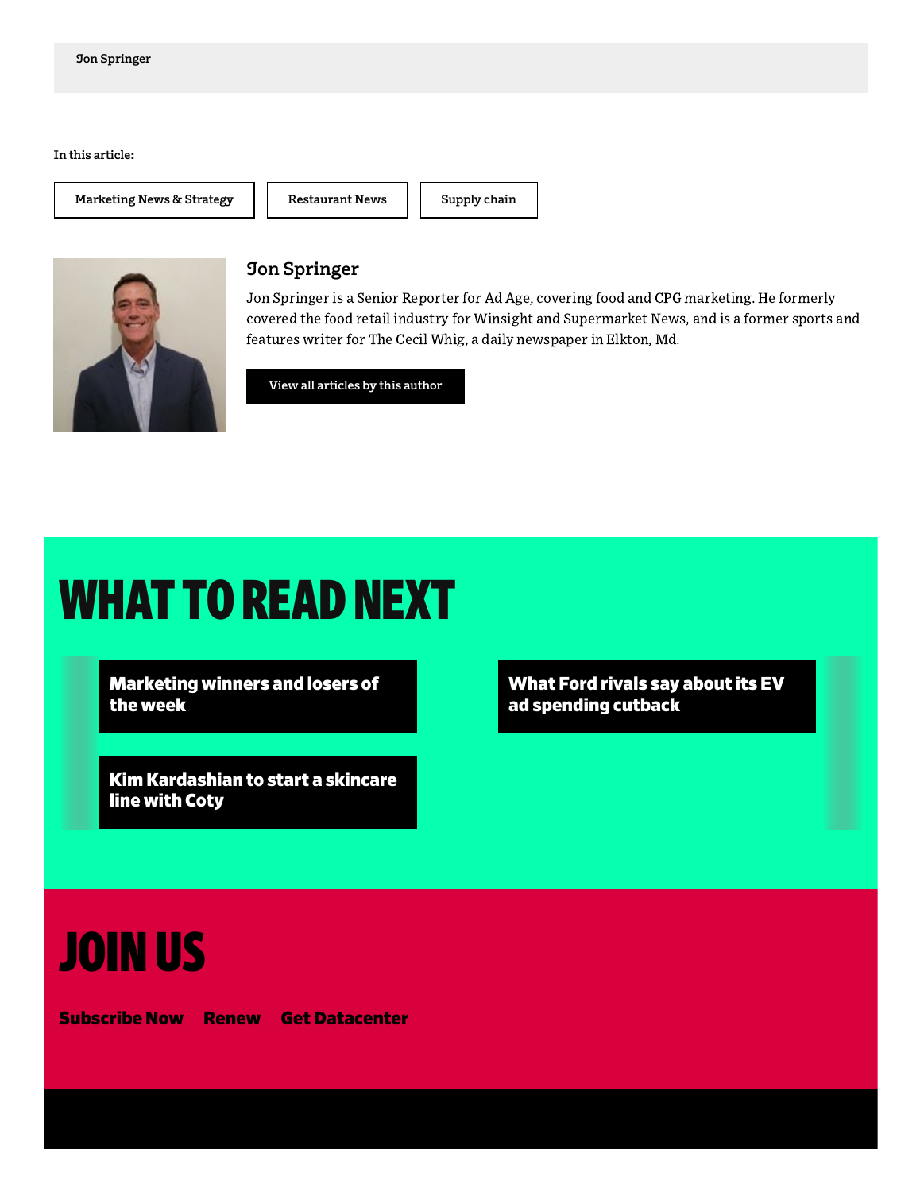Jon Springer

In this article:

Marketing News & Strategy

Restaurant News

Supply chain

### Jon Springer

Jon Springer is a Senior Reporter for Ad Age, covering food and CPG marketing. He formerly covered the food retail industry for Winsight and Supermarket News, and is a former sports and features writer for The Cecil Whig, a daily newspaper in Elkton, Md.

View all articles by this author

## WHAT TO READ NEXT

**Marketing winners and losers of the week**

**What Ford rivals say about its EV ad spending cutback**

**Kim Kardashian to start a skincare line with Coty**

## JOIN US

**Subscribe Now** **Renew** **Get Datacenter**